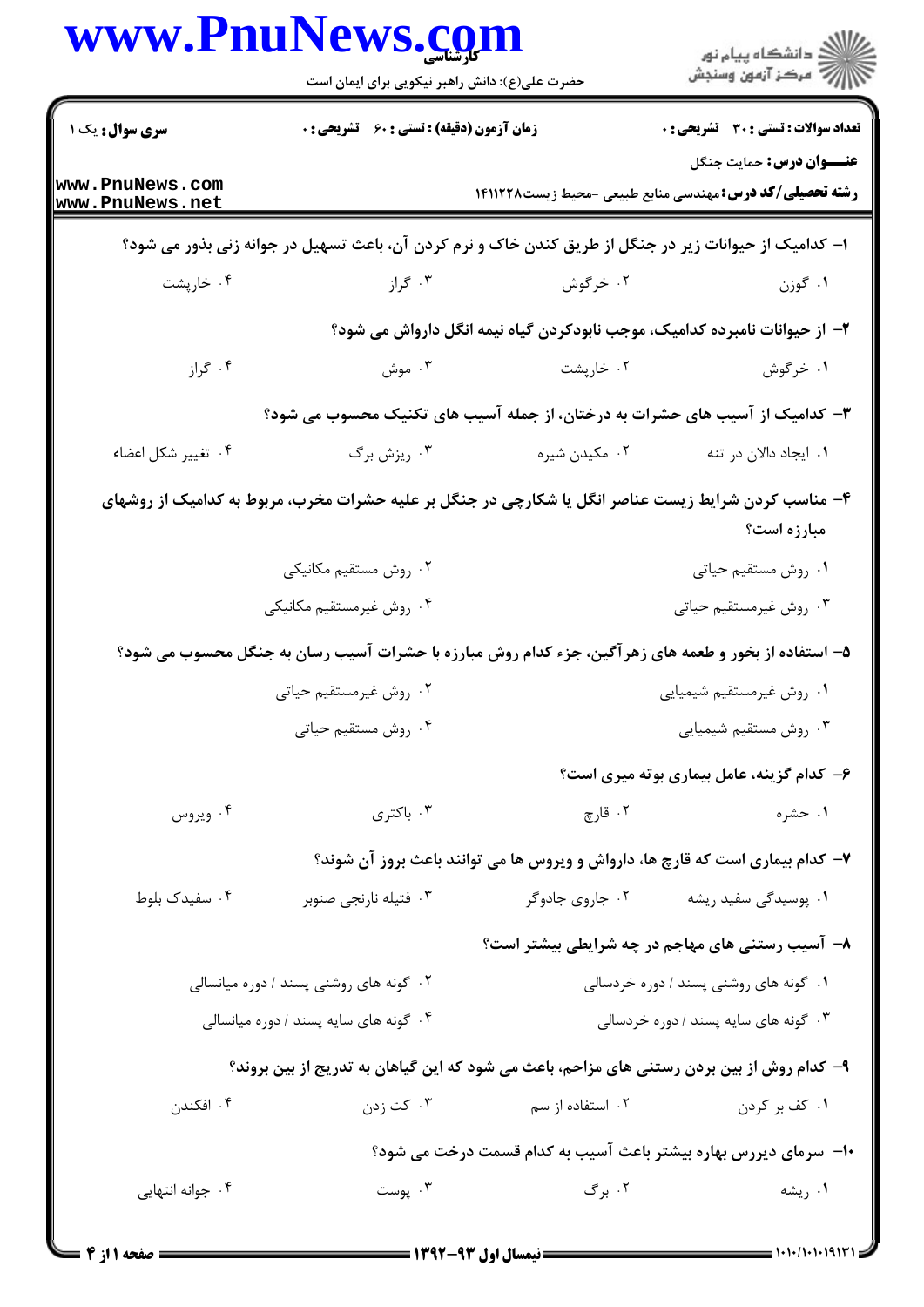سری سوال: یک ۱

زمان آزمون (دقیقه) : تستی : ۶۰ تشریحی : ۰

تعداد سوالات : تستی : ۳۰ تشریحی : ۰

**عنـــوان درس:** حمایت جنگل

**رشته تحصیلی/کد درس:** مهندسی منابع طبیعی -محیط زیست۱۴۱۱۲۲۸

**۱- کدامیک از حیوانات زیر در جنگل از طریق کندن خاک و نرم کردن آن، باعث تسهیل در جوانه زنی بذور می شود؟**

۱. گوزن ۲. خرگوش ۳. گراز ۴. خارپشت

**۲- از حیوانات نامبرده کدامیک، موجب نابودکردن گیاه نیمه انگل داراوش می شود؟**

۱. خرگوش ۲. خارپشت ۳. موش ۴. گراز

**۳- کدامیک از آسیب های حشرات به درختان، از جمله آسیب های تکنیک محسوب می شود؟**

۱. ایجاد دالان در تنه ۲. مکیدن شیره ۳. ریزش برگ ۴. تغییر شکل اعضاء

**۴- مناسب کردن شرایط زیست عناصر انگل یا شکارچی در جنگل بر علیه حشرات مخرب، مربوط به کدامیک از روشهای مبارزه است؟**

۱. روش مستقیم حیاتی
۲. روش مستقیم مکانیکی
۳. روش غیرمستقیم حیاتی
۴. روش غیرمستقیم مکانیکی

**۵- استفاده از بخور و طعمه های زهرآگین، جزء کدام روش مبارزه با حشرات آسیب رسان به جنگل محسوب می شود؟**

۱. روش غیرمستقیم شیمیایی
۲. روش غیرمستقیم حیاتی
۳. روش مستقیم شیمیایی
۴. روش مستقیم حیاتی

**۶- کدام گزینه، عامل بیماری بوته میری است؟**

۱. حشره ۲. قارچ ۳. باکتری ۴. ویروس

**۷- کدام بیماری است که قارچ ها، داراوش و ویروس ها می توانند باعث بروز آن شوند؟**

۱. پوسیدگی سفید ریشه ۲. جاروی جادوگر ۳. فتیله نارنجی صنوبر ۴. سفیدک بلوط

**۸- آسیب رستنی های مهاجم در چه شرایطی بیشتر است؟**

۱. گونه های روشنی پسند / دوره خردسالی
۲. گونه های روشنی پسند / دوره میانسالی
۳. گونه های سایه پسند / دوره خردسالی
۴. گونه های سایه پسند / دوره میانسالی

**۹- کدام روش از بین بردن رستنی های مزاحم، باعث می شود که این گیاهان به تدریج از بین بروند؟**

۱. کف بر کردن ۲. استفاده از سم ۳. کت زدن ۴. افکندن

**۱۰- سرمای دیررس بهاره بیشتر باعث آسیب به کدام قسمت درخت می شود؟**

۱. ریشه ۲. برگ ۳. پوست ۴. جوانه انتهایی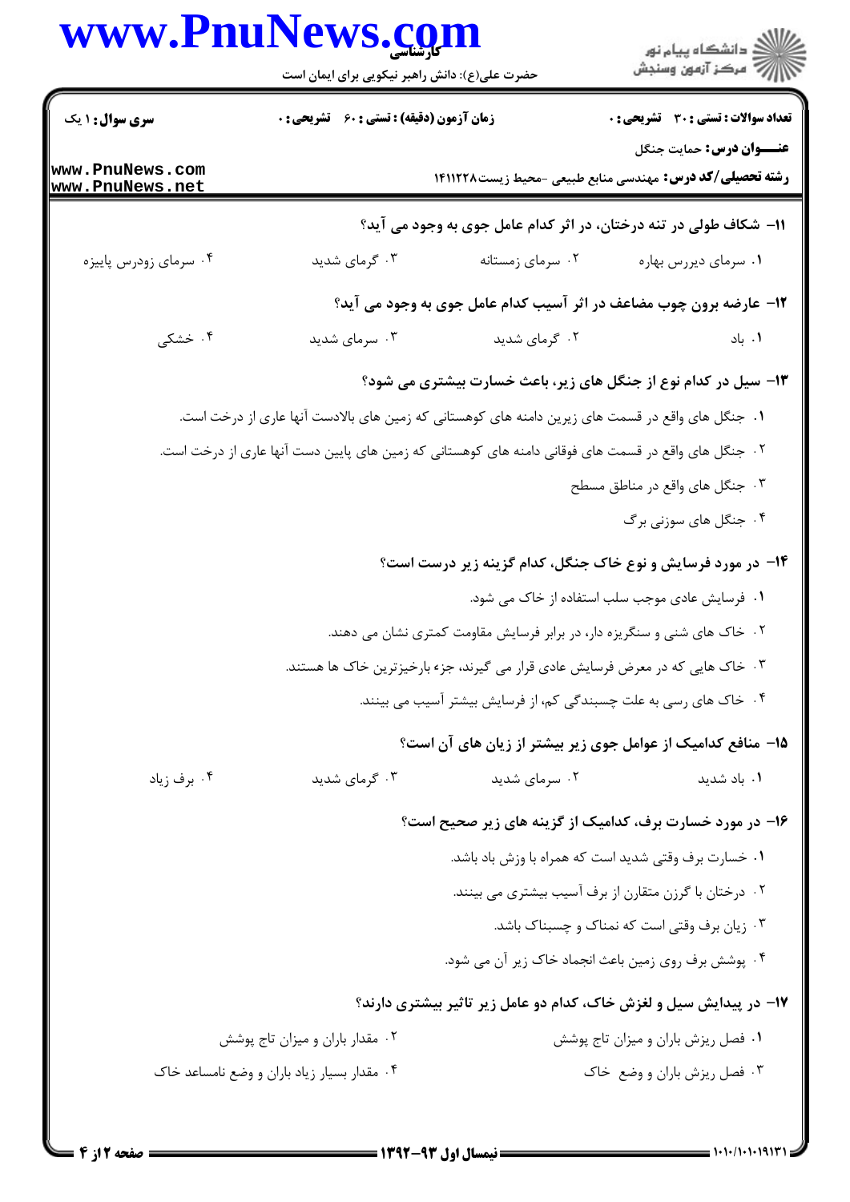**تعداد سوالات : تستی : ۳۰ تشریحی : ۰** | **زمان آزمون (دقیقه) : تستی : ۶۰ تشریحی : ۰** | **سری سوال : ۱ یک**

**عنـــوان درس:** حمایت جنگل

**رشته تحصیلی/کد درس:** مهندسی منابع طبیعی -محیط زیست۱۴۱۱۲۲۸

**۱۱- شکاف طولی در تنه درختان، در اثر کدام عامل جوی به وجود می آید؟**

۱. سرمای دیررس بهاره
۲. سرمای زمستانه
۳. گرمای شدید
۴. سرمای زودرس پاییزه

**۱۲- عارضه برون چوب مضاعف در اثر آسیب کدام عامل جوی به وجود می آید؟**

۱. باد
۲. گرمای شدید
۳. سرمای شدید
۴. خشکی

**۱۳- سیل در کدام نوع از جنگل های زیر، باعث خسارت بیشتری می شود؟**

۱. جنگل های واقع در قسمت های زیرین دامنه های کوهستانی که زمین های بالادست آنها عاری از درخت است.
۲. جنگل های واقع در قسمت های فوقانی دامنه های کوهستانی که زمین های پایین دست آنها عاری از درخت است.
۳. جنگل های واقع در مناطق مسطح
۴. جنگل های سوزنی برگ

**۱۴- در مورد فرسایش و نوع خاک جنگل، کدام گزینه زیر درست است؟**

۱. فرسایش عادی موجب سلب استفاده از خاک می شود.
۲. خاک های شنی و سنگریزه دار، در برابر فرسایش مقاومت کمتری نشان می دهند.
۳. خاک هایی که در معرض فرسایش عادی قرار می گیرند، جزء بارخیزترین خاک ها هستند.
۴. خاک های رسی به علت چسبندگی کم، از فرسایش بیشتر آسیب می بینند.

**۱۵- منافع کدامیک از عوامل جوی زیر بیشتر از زیان های آن است؟**

۱. باد شدید
۲. سرمای شدید
۳. گرمای شدید
۴. برف زیاد

**۱۶- در مورد خسارت برف، کدامیک از گزینه های زیر صحیح است؟**

۱. خسارت برف وقتی شدید است که همراه با وزش باد باشد.
۲. درختان با گرزن متقارن از برف آسیب بیشتری می بینند.
۳. زیان برف وقتی است که نمناک و چسبناک باشد.
۴. پوشش برف روی زمین باعث انجماد خاک زیر آن می شود.

**۱۷- در پیدایش سیل و لغزش خاک، کدام دو عامل زیر تاثیر بیشتری دارند؟**

۱. فصل ریزش باران و میزان تاج پوشش
۲. مقدار باران و میزان تاج پوشش
۳. فصل ریزش باران و وضع خاک
۴. مقدار بسیار زیاد باران و وضع نامساعد خاک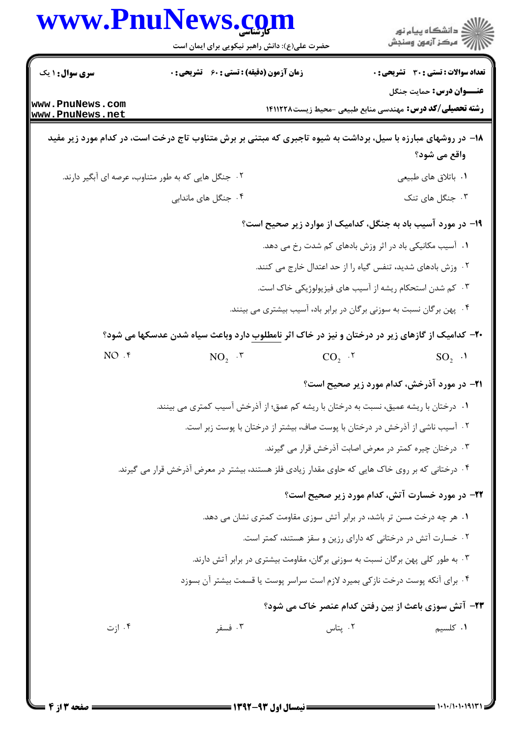۱۸- در روشهای مبارزه با سیل، برداشت به شیوه تاجبری که مبتنی بر برش متناوب تاج درخت است، در کدام مورد زیر مفید واقع می شود؟

۱. باتلاق های طبیعی

۲. جنگل هایی که به طور متناوب، عرصه ای آبگیر دارند.

۳. جنگل های تنک

۴. جنگل های ماندابی

۱۹- در مورد آسیب باد به جنگل، کدامیک از موارد زیر صحیح است؟

۱. آسیب مکانیکی باد در اثر وزش بادهای کم شدت رخ می دهد.

۲. وزش بادهای شدید، تنفس گیاه را از حد اعتدال خارج می کنند.

۳. کم شدن استحکام ریشه از آسیب های فیزیولوژیکی خاک است.

۴. پهن برگان نسبت به سوزنی برگان در برابر باد، آسیب بیشتری می بینند.

۲۰- کدامیک از گازهای زیر در درختان و نیز در خاک اثر نامطلوب دارد وباعث سیاه شدن عدسکها می شود؟

۱. $SO_2$

۲. $CO_2$

۳. $NO_2$

۴. $NO$

۲۱- در مورد آذرخش، کدام مورد زیر صحیح است؟

۱. درختان با ریشه عمیق، نسبت به درختان با ریشه کم عمق؛ از آذرخش آسیب کمتری می بینند.

۲. آسیب ناشی از آذرخش در درختان با پوست صاف، بیشتر از درختان با پوست زبر است.

۳. درختان چیره کمتر در معرض اصابت آذرخش قرار می گیرند.

۴. درختانی که بر روی خاک هایی که حاوی مقدار زیادی فلز هستند، بیشتر در معرض آذرخش قرار می گیرند.

۲۲- در مورد خسارت آتش، کدام مورد زیر صحیح است؟

۱. هر چه درخت مسن تر باشد، در برابر آتش سوزی مقاومت کمتری نشان می دهد.

۲. خسارت آتش در درختانی که دارای رزین و سقز هستند، کمتر است.

۳. به طور کلی پهن برگان نسبت به سوزنی برگان، مقاومت بیشتری در برابر آتش دارند.

۴. برای آنکه پوست درخت نازکی بمیرد لازم است سراسر پوست یا قسمت بیشتر آن بسوزد

۲۳- آتش سوزی باعث از بین رفتن کدام عنصر خاک می شود؟

۱. کلسیم

۲. پتاس

۳. فسفر

۴. ازت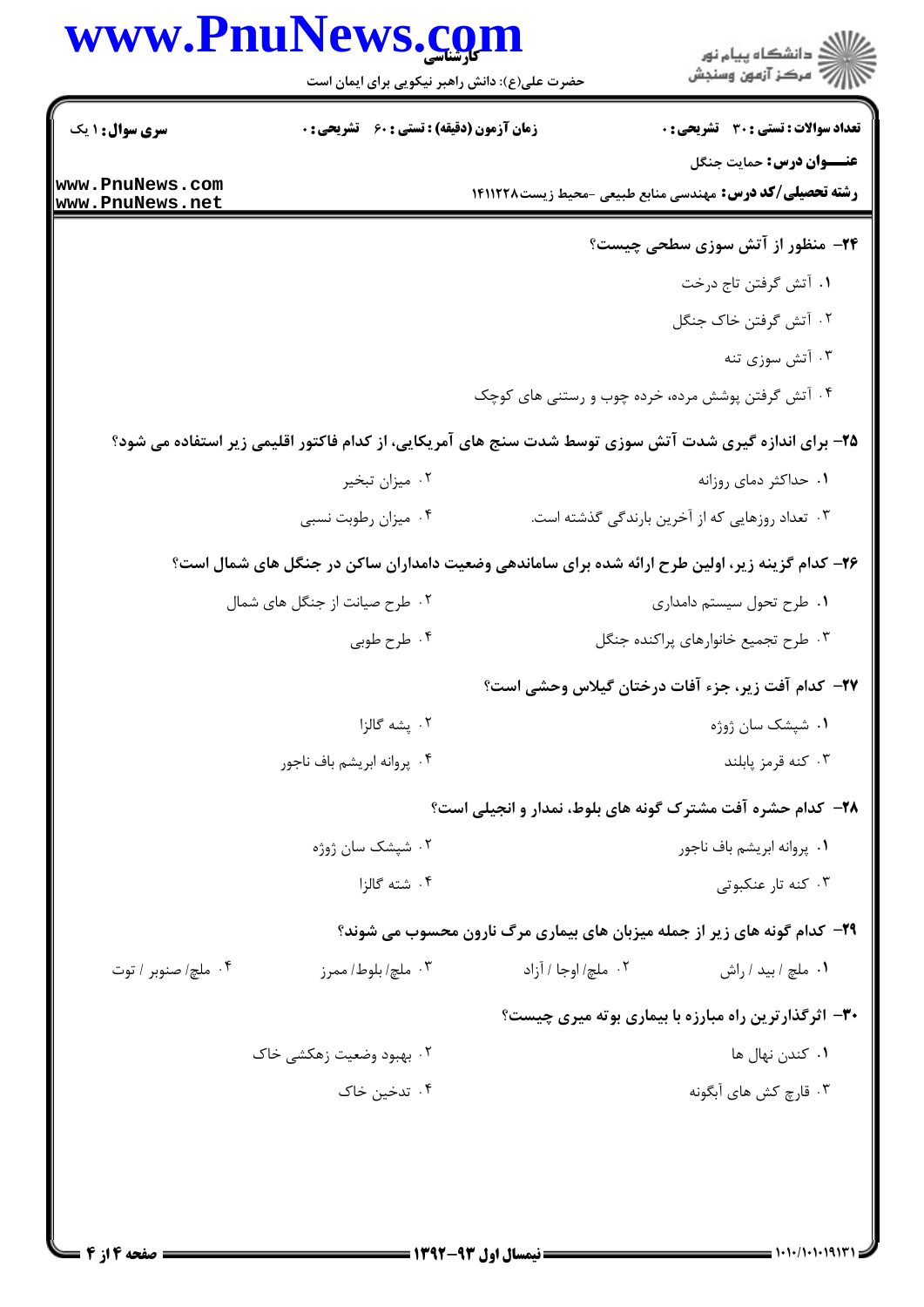**تعداد سوالات : تستی : ۳۰ تشریحی : ۰** | **زمان آزمون (دقیقه) : تستی : ۶۰ تشریحی : ۰** | **سری سوال : ۱ یک**

**عنـــوان درس:** حمایت جنگل

**رشته تحصیلی/کد درس:** مهندسی منابع طبیعی -محیط زیست۱۴۱۱۲۲۸

**۲۴- منظور از آتش سوزی سطحی چیست؟**

۱. آتش گرفتن تاج درخت

۲. آتش گرفتن خاک جنگل

۳. آتش سوزی تنه

۴. آتش گرفتن پوشش مرده، خرده چوب و رستنی های کوچک

**۲۵- برای اندازه گیری شدت آتش سوزی توسط شدت سنج های آمریکایی، از کدام فاکتور اقلیمی زیر استفاده می شود؟**

۱. حداکثر دمای روزانه

۲. میزان تبخیر

۳. تعداد روزهایی که از آخرین بارندگی گذشته است.

۴. میزان رطوبت نسبی

**۲۶- کدام گزینه زیر، اولین طرح ارائه شده برای ساماندهی وضعیت دامداران ساکن در جنگل های شمال است؟**

۱. طرح تحول سیستم دامداری

۲. طرح صیانت از جنگل های شمال

۳. طرح تجمیع خانوارهای پراکنده جنگل

۴. طرح طوبی

**۲۷- کدام آفت زیر، جزء آفات درختان گیلاس وحشی است؟**

۱. شپشک سان ژوزه

۲. پشه گالزا

۳. کنه قرمز پاییلند

۴. پروانه ابریشم باف ناجور

**۲۸- کدام حشره آفت مشترک گونه های بلوط، نمدار و انجیلی است؟**

۱. پروانه ابریشم باف ناجور

۲. شپشک سان ژوزه

۳. کنه تار عنکبوتی

۴. شته گالزا

**۲۹- کدام گونه های زیر از جمله میزبان های بیماری مرگ نارون محسوب می شوند؟**

۱. ملچ / بید / راش

۲. ملچ/ اوجا / آزاد

۳. ملچ/ بلوط/ ممرز

۴. ملچ/ صنوبر / توت

**۳۰- اثرگذارترین راه مبارزه با بیماری بوته میری چیست؟**

۱. کندن نهال ها

۲. بهبود وضعیت زهکشی خاک

۳. قارچ کش های آبگونه

۴. تدخین خاک